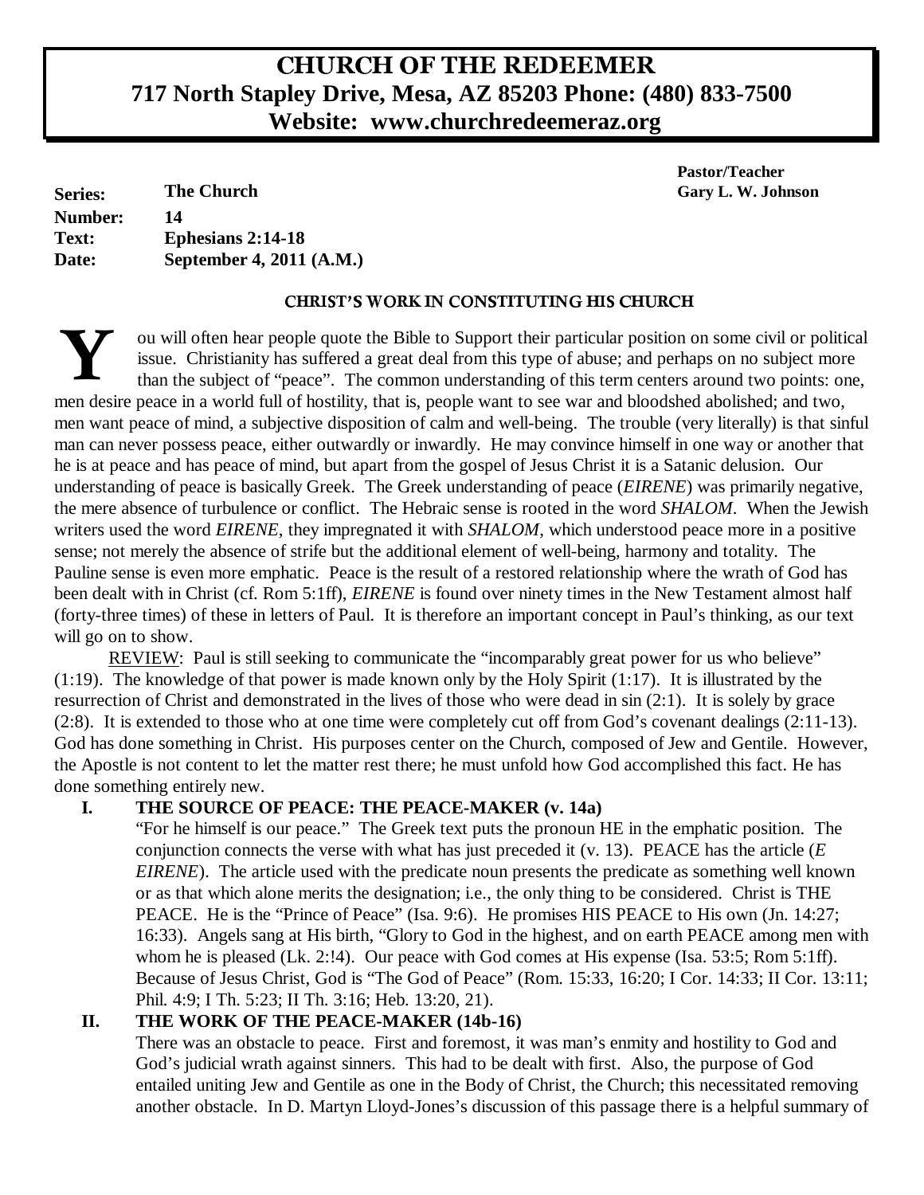# CHURCH OF THE REDEEMER
## 717 North Stapley Drive, Mesa, AZ 85203 Phone: (480) 833-7500
## Website: www.churchredeemeraz.org

**Pastor/Teacher**
**Gary L. W. Johnson**

**Series:** **The Church**
**Number:** **14**
**Text:** **Ephesians 2:14-18**
**Date:** **September 4, 2011 (A.M.)**

### CHRIST'S WORK IN CONSTITUTING HIS CHURCH

You will often hear people quote the Bible to Support their particular position on some civil or political issue. Christianity has suffered a great deal from this type of abuse; and perhaps on no subject more than the subject of "peace". The common understanding of this term centers around two points: one, men desire peace in a world full of hostility, that is, people want to see war and bloodshed abolished; and two, men want peace of mind, a subjective disposition of calm and well-being. The trouble (very literally) is that sinful man can never possess peace, either outwardly or inwardly. He may convince himself in one way or another that he is at peace and has peace of mind, but apart from the gospel of Jesus Christ it is a Satanic delusion. Our understanding of peace is basically Greek. The Greek understanding of peace (*EIRENE*) was primarily negative, the mere absence of turbulence or conflict. The Hebraic sense is rooted in the word *SHALOM*. When the Jewish writers used the word *EIRENE*, they impregnated it with *SHALOM*, which understood peace more in a positive sense; not merely the absence of strife but the additional element of well-being, harmony and totality. The Pauline sense is even more emphatic. Peace is the result of a restored relationship where the wrath of God has been dealt with in Christ (cf. Rom 5:1ff), *EIRENE* is found over ninety times in the New Testament almost half (forty-three times) of these in letters of Paul. It is therefore an important concept in Paul's thinking, as our text will go on to show.

REVIEW: Paul is still seeking to communicate the "incomparably great power for us who believe" (1:19). The knowledge of that power is made known only by the Holy Spirit (1:17). It is illustrated by the resurrection of Christ and demonstrated in the lives of those who were dead in sin (2:1). It is solely by grace (2:8). It is extended to those who at one time were completely cut off from God's covenant dealings (2:11-13). God has done something in Christ. His purposes center on the Church, composed of Jew and Gentile. However, the Apostle is not content to let the matter rest there; he must unfold how God accomplished this fact. He has done something entirely new.

**I. THE SOURCE OF PEACE: THE PEACE-MAKER (v. 14a)**

"For he himself is our peace." The Greek text puts the pronoun HE in the emphatic position. The conjunction connects the verse with what has just preceded it (v. 13). PEACE has the article (*E EIRENE*). The article used with the predicate noun presents the predicate as something well known or as that which alone merits the designation; i.e., the only thing to be considered. Christ is THE PEACE. He is the "Prince of Peace" (Isa. 9:6). He promises HIS PEACE to His own (Jn. 14:27; 16:33). Angels sang at His birth, "Glory to God in the highest, and on earth PEACE among men with whom he is pleased (Lk. 2:!4). Our peace with God comes at His expense (Isa. 53:5; Rom 5:1ff). Because of Jesus Christ, God is "The God of Peace" (Rom. 15:33, 16:20; I Cor. 14:33; II Cor. 13:11; Phil. 4:9; I Th. 5:23; II Th. 3:16; Heb. 13:20, 21).

**II. THE WORK OF THE PEACE-MAKER (14b-16)**

There was an obstacle to peace. First and foremost, it was man's enmity and hostility to God and God's judicial wrath against sinners. This had to be dealt with first. Also, the purpose of God entailed uniting Jew and Gentile as one in the Body of Christ, the Church; this necessitated removing another obstacle. In D. Martyn Lloyd-Jones's discussion of this passage there is a helpful summary of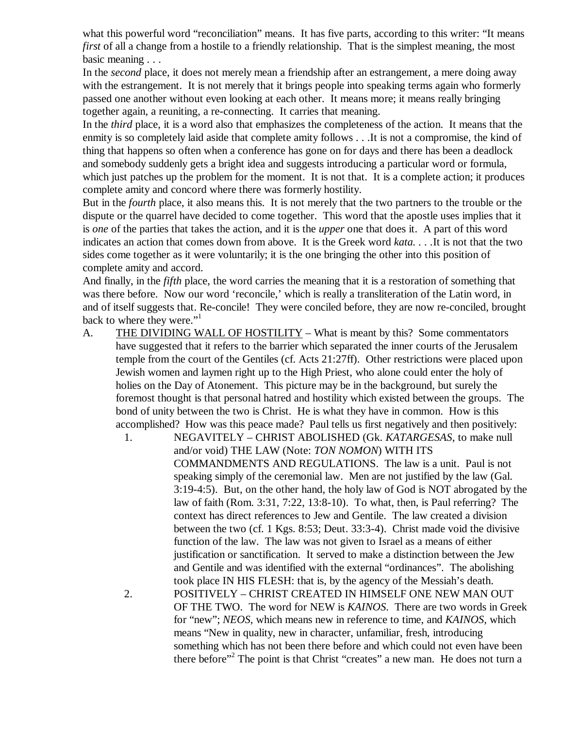what this powerful word "reconciliation" means. It has five parts, according to this writer: "It means *first* of all a change from a hostile to a friendly relationship. That is the simplest meaning, the most basic meaning . . .

In the *second* place, it does not merely mean a friendship after an estrangement, a mere doing away with the estrangement. It is not merely that it brings people into speaking terms again who formerly passed one another without even looking at each other. It means more; it means really bringing together again, a reuniting, a re-connecting. It carries that meaning.

In the *third* place, it is a word also that emphasizes the completeness of the action. It means that the enmity is so completely laid aside that complete amity follows . . .It is not a compromise, the kind of thing that happens so often when a conference has gone on for days and there has been a deadlock and somebody suddenly gets a bright idea and suggests introducing a particular word or formula, which just patches up the problem for the moment. It is not that. It is a complete action; it produces complete amity and concord where there was formerly hostility.

But in the *fourth* place, it also means this. It is not merely that the two partners to the trouble or the dispute or the quarrel have decided to come together. This word that the apostle uses implies that it is *one* of the parties that takes the action, and it is the *upper* one that does it. A part of this word indicates an action that comes down from above. It is the Greek word *kata*. . . .It is not that the two sides come together as it were voluntarily; it is the one bringing the other into this position of complete amity and accord.

And finally, in the *fifth* place, the word carries the meaning that it is a restoration of something that was there before. Now our word 'reconcile,' which is really a transliteration of the Latin word, in and of itself suggests that. Re-concile! They were conciled before, they are now re-conciled, brought back to where they were."[1]

A. THE DIVIDING WALL OF HOSTILITY – What is meant by this? Some commentators have suggested that it refers to the barrier which separated the inner courts of the Jerusalem temple from the court of the Gentiles (cf. Acts 21:27ff). Other restrictions were placed upon Jewish women and laymen right up to the High Priest, who alone could enter the holy of holies on the Day of Atonement. This picture may be in the background, but surely the foremost thought is that personal hatred and hostility which existed between the groups. The bond of unity between the two is Christ. He is what they have in common. How is this accomplished? How was this peace made? Paul tells us first negatively and then positively:

   1. NEGAVITELY – CHRIST ABOLISHED (Gk. *KATARGESAS*, to make null and/or void) THE LAW (Note: *TON NOMON*) WITH ITS COMMANDMENTS AND REGULATIONS. The law is a unit. Paul is not speaking simply of the ceremonial law. Men are not justified by the law (Gal. 3:19-4:5). But, on the other hand, the holy law of God is NOT abrogated by the law of faith (Rom. 3:31, 7:22, 13:8-10). To what, then, is Paul referring? The context has direct references to Jew and Gentile. The law created a division between the two (cf. 1 Kgs. 8:53; Deut. 33:3-4). Christ made void the divisive function of the law. The law was not given to Israel as a means of either justification or sanctification. It served to make a distinction between the Jew and Gentile and was identified with the external "ordinances". The abolishing took place IN HIS FLESH: that is, by the agency of the Messiah's death.

   2. POSITIVELY – CHRIST CREATED IN HIMSELF ONE NEW MAN OUT OF THE TWO. The word for NEW is *KAINOS*. There are two words in Greek for "new"; *NEOS*, which means new in reference to time, and *KAINOS*, which means "New in quality, new in character, unfamiliar, fresh, introducing something which has not been there before and which could not even have been there before"[2] The point is that Christ "creates" a new man. He does not turn a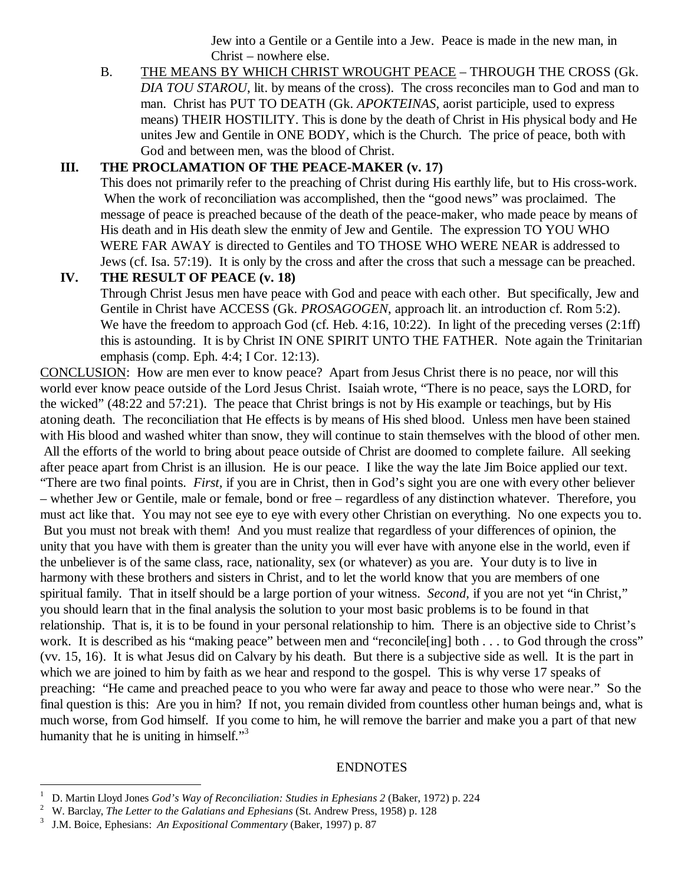Jew into a Gentile or a Gentile into a Jew. Peace is made in the new man, in Christ – nowhere else.

B. <u>THE MEANS BY WHICH CHRIST WROUGHT PEACE</u> – THROUGH THE CROSS (Gk. *DIA TOU STAROU*, lit. by means of the cross). The cross reconciles man to God and man to man. Christ has PUT TO DEATH (Gk. *APOKTEINAS*, aorist participle, used to express means) THEIR HOSTILITY. This is done by the death of Christ in His physical body and He unites Jew and Gentile in ONE BODY, which is the Church. The price of peace, both with God and between men, was the blood of Christ.

**III. THE PROCLAMATION OF THE PEACE-MAKER (v. 17)**

This does not primarily refer to the preaching of Christ during His earthly life, but to His cross-work. When the work of reconciliation was accomplished, then the "good news" was proclaimed. The message of peace is preached because of the death of the peace-maker, who made peace by means of His death and in His death slew the enmity of Jew and Gentile. The expression TO YOU WHO WERE FAR AWAY is directed to Gentiles and TO THOSE WHO WERE NEAR is addressed to Jews (cf. Isa. 57:19). It is only by the cross and after the cross that such a message can be preached.

**IV. THE RESULT OF PEACE (v. 18)**

Through Christ Jesus men have peace with God and peace with each other. But specifically, Jew and Gentile in Christ have ACCESS (Gk. *PROSAGOGEN*, approach lit. an introduction cf. Rom 5:2). We have the freedom to approach God (cf. Heb. 4:16, 10:22). In light of the preceding verses (2:1ff) this is astounding. It is by Christ IN ONE SPIRIT UNTO THE FATHER. Note again the Trinitarian emphasis (comp. Eph. 4:4; I Cor. 12:13).

<u>CONCLUSION</u>: How are men ever to know peace? Apart from Jesus Christ there is no peace, nor will this world ever know peace outside of the Lord Jesus Christ. Isaiah wrote, "There is no peace, says the LORD, for the wicked" (48:22 and 57:21). The peace that Christ brings is not by His example or teachings, but by His atoning death. The reconciliation that He effects is by means of His shed blood. Unless men have been stained with His blood and washed whiter than snow, they will continue to stain themselves with the blood of other men. All the efforts of the world to bring about peace outside of Christ are doomed to complete failure. All seeking after peace apart from Christ is an illusion. He is our peace. I like the way the late Jim Boice applied our text. "There are two final points. *First,* if you are in Christ, then in God's sight you are one with every other believer – whether Jew or Gentile, male or female, bond or free – regardless of any distinction whatever. Therefore, you must act like that. You may not see eye to eye with every other Christian on everything. No one expects you to. But you must not break with them! And you must realize that regardless of your differences of opinion, the unity that you have with them is greater than the unity you will ever have with anyone else in the world, even if the unbeliever is of the same class, race, nationality, sex (or whatever) as you are. Your duty is to live in harmony with these brothers and sisters in Christ, and to let the world know that you are members of one spiritual family. That in itself should be a large portion of your witness. *Second,* if you are not yet "in Christ," you should learn that in the final analysis the solution to your most basic problems is to be found in that relationship. That is, it is to be found in your personal relationship to him. There is an objective side to Christ's work. It is described as his "making peace" between men and "reconcile[ing] both . . . to God through the cross" (vv. 15, 16). It is what Jesus did on Calvary by his death. But there is a subjective side as well. It is the part in which we are joined to him by faith as we hear and respond to the gospel. This is why verse 17 speaks of preaching: "He came and preached peace to you who were far away and peace to those who were near." So the final question is this: Are you in him? If not, you remain divided from countless other human beings and, what is much worse, from God himself. If you come to him, he will remove the barrier and make you a part of that new humanity that he is uniting in himself."[3]

ENDNOTES

[1] D. Martin Lloyd Jones *God's Way of Reconciliation: Studies in Ephesians 2* (Baker, 1972) p. 224

[2] W. Barclay, *The Letter to the Galatians and Ephesians* (St. Andrew Press, 1958) p. 128

[3] J.M. Boice, Ephesians: *An Expositional Commentary* (Baker, 1997) p. 87